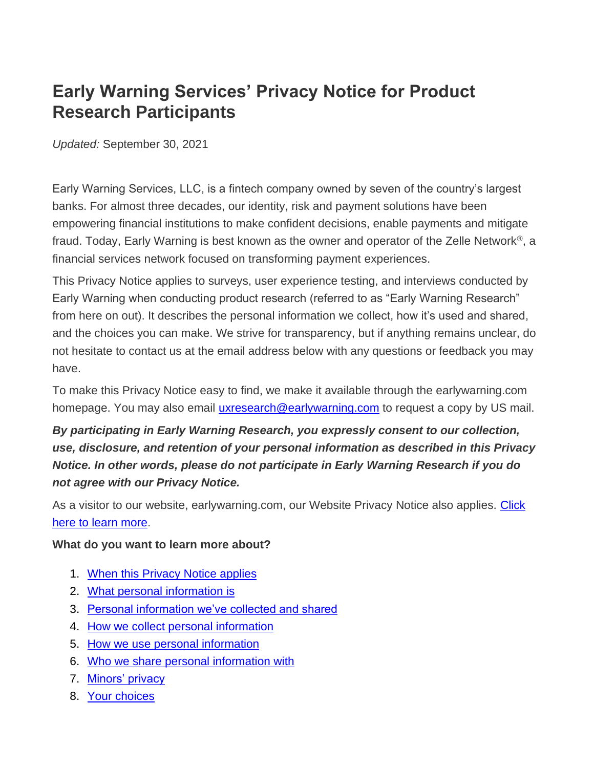# Early Warning Services' Privacy Notice for Product Research Participants

*Updated:* September 30, 2021

Early Warning Services, LLC, is a fintech company owned by seven of the country's largest banks. For almost three decades, our identity, risk and payment solutions have been empowering financial institutions to make confident decisions, enable payments and mitigate fraud. Today, Early Warning is best known as the owner and operator of the Zelle Network®, a financial services network focused on transforming payment experiences.

This Privacy Notice applies to surveys, user experience testing, and interviews conducted by Early Warning when conducting product research (referred to as "Early Warning Research" from here on out). It describes the personal information we collect, how it's used and shared, and the choices you can make. We strive for transparency, but if anything remains unclear, do not hesitate to contact us at the email address below with any questions or feedback you may have.

To make this Privacy Notice easy to find, we make it available through the earlywarning.com homepage. You may also email uxresearch@earlywarning.com to request a copy by US mail.

***By participating in Early Warning Research, you expressly consent to our collection, use, disclosure, and retention of your personal information as described in this Privacy Notice. In other words, please do not participate in Early Warning Research if you do not agree with our Privacy Notice.***

As a visitor to our website, earlywarning.com, our Website Privacy Notice also applies. Click here to learn more.

**What do you want to learn more about?**

1. When this Privacy Notice applies
2. What personal information is
3. Personal information we've collected and shared
4. How we collect personal information
5. How we use personal information
6. Who we share personal information with
7. Minors' privacy
8. Your choices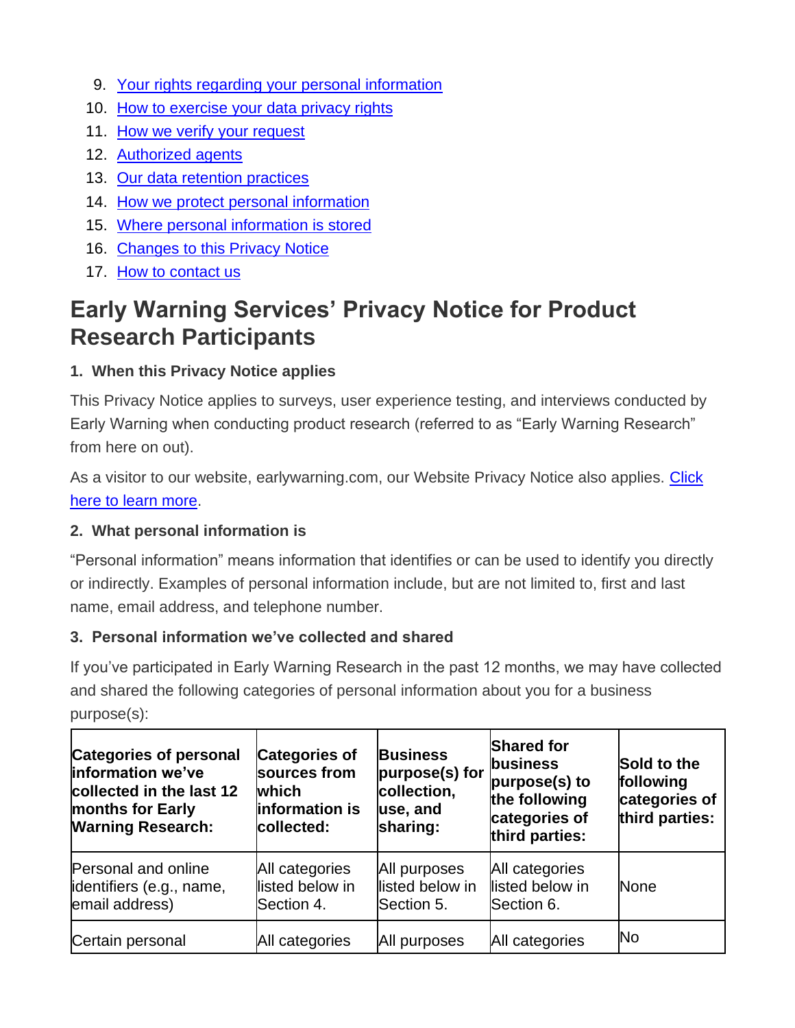9. Your rights regarding your personal information
10. How to exercise your data privacy rights
11. How we verify your request
12. Authorized agents
13. Our data retention practices
14. How we protect personal information
15. Where personal information is stored
16. Changes to this Privacy Notice
17. How to contact us

# Early Warning Services' Privacy Notice for Product Research Participants

### 1. When this Privacy Notice applies

This Privacy Notice applies to surveys, user experience testing, and interviews conducted by Early Warning when conducting product research (referred to as "Early Warning Research" from here on out).

As a visitor to our website, earlywarning.com, our Website Privacy Notice also applies. Click here to learn more.

### 2. What personal information is

"Personal information" means information that identifies or can be used to identify you directly or indirectly. Examples of personal information include, but are not limited to, first and last name, email address, and telephone number.

### 3. Personal information we've collected and shared

If you've participated in Early Warning Research in the past 12 months, we may have collected and shared the following categories of personal information about you for a business purpose(s):

| Categories of personal information we've collected in the last 12 months for Early Warning Research: | Categories of sources from which information is collected: | Business purpose(s) for collection, use, and sharing: | Shared for business purpose(s) to the following categories of third parties: | Sold to the following categories of third parties: |
|---|---|---|---|---|
| Personal and online identifiers (e.g., name, email address) | All categories listed below in Section 4. | All purposes listed below in Section 5. | All categories listed below in Section 6. | None |
| Certain personal | All categories | All purposes | All categories | No |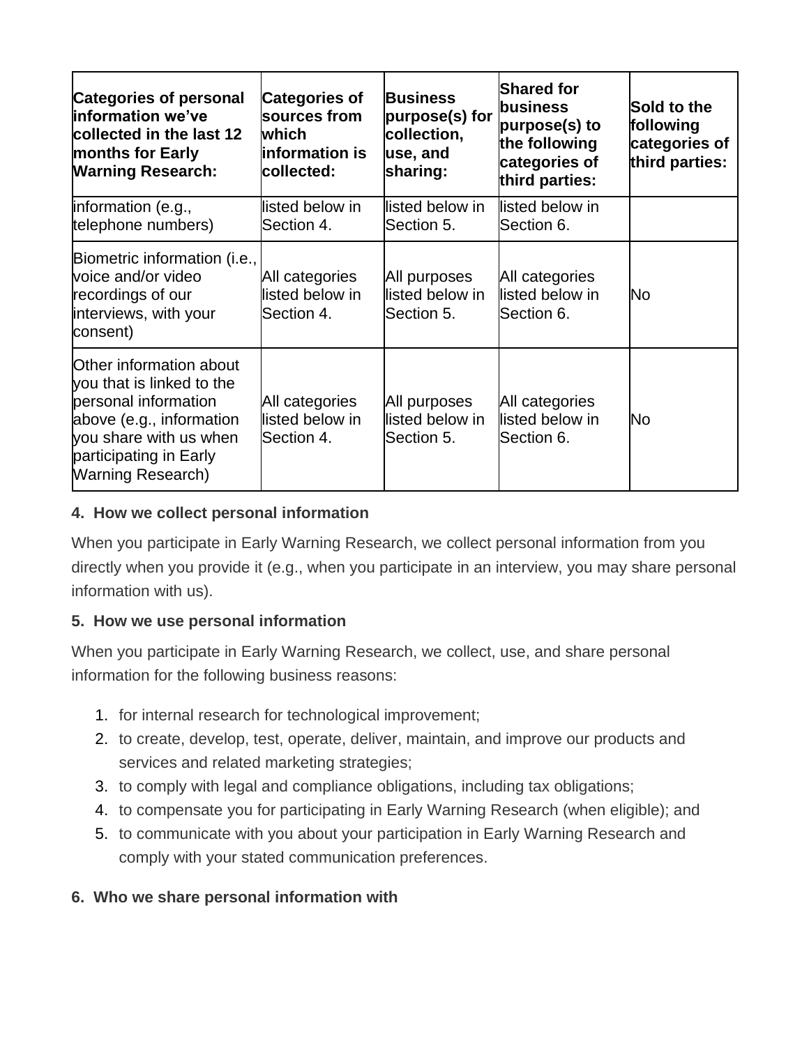| Categories of personal information we've collected in the last 12 months for Early Warning Research: | Categories of sources from which information is collected: | Business purpose(s) for collection, use, and sharing: | Shared for business purpose(s) to the following categories of third parties: | Sold to the following categories of third parties: |
|---|---|---|---|---|
| information (e.g., telephone numbers) | listed below in Section 4. | listed below in Section 5. | listed below in Section 6. | |
| Biometric information (i.e., voice and/or video recordings of our interviews, with your consent) | All categories listed below in Section 4. | All purposes listed below in Section 5. | All categories listed below in Section 6. | No |
| Other information about you that is linked to the personal information above (e.g., information you share with us when participating in Early Warning Research) | All categories listed below in Section 4. | All purposes listed below in Section 5. | All categories listed below in Section 6. | No |

**4. How we collect personal information**

When you participate in Early Warning Research, we collect personal information from you directly when you provide it (e.g., when you participate in an interview, you may share personal information with us).

**5. How we use personal information**

When you participate in Early Warning Research, we collect, use, and share personal information for the following business reasons:

1. for internal research for technological improvement;
2. to create, develop, test, operate, deliver, maintain, and improve our products and services and related marketing strategies;
3. to comply with legal and compliance obligations, including tax obligations;
4. to compensate you for participating in Early Warning Research (when eligible); and
5. to communicate with you about your participation in Early Warning Research and comply with your stated communication preferences.

**6. Who we share personal information with**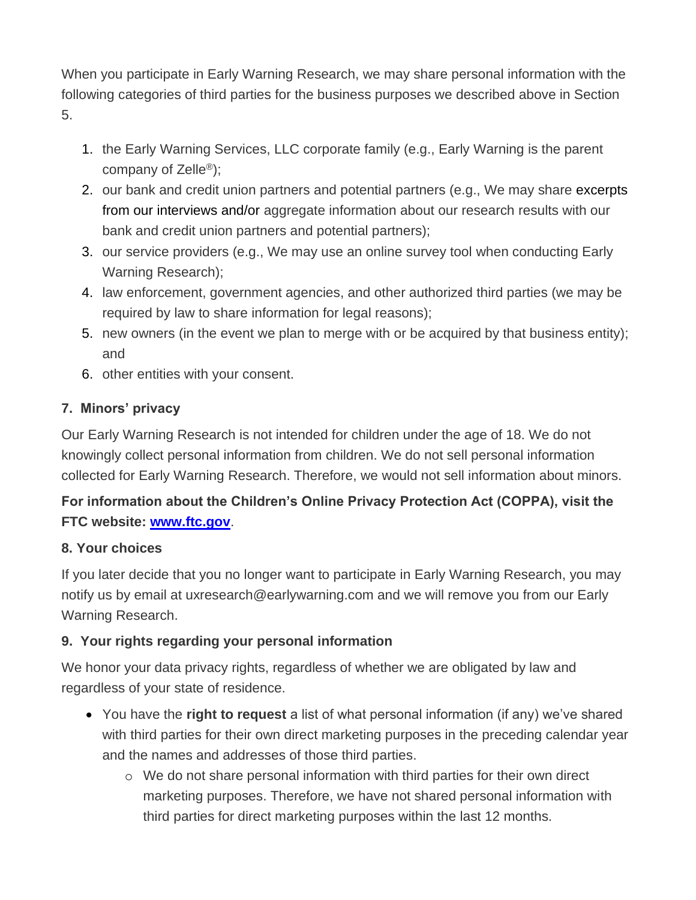When you participate in Early Warning Research, we may share personal information with the following categories of third parties for the business purposes we described above in Section 5.

1. the Early Warning Services, LLC corporate family (e.g., Early Warning is the parent company of Zelle®);
2. our bank and credit union partners and potential partners (e.g., We may share excerpts from our interviews and/or aggregate information about our research results with our bank and credit union partners and potential partners);
3. our service providers (e.g., We may use an online survey tool when conducting Early Warning Research);
4. law enforcement, government agencies, and other authorized third parties (we may be required by law to share information for legal reasons);
5. new owners (in the event we plan to merge with or be acquired by that business entity); and
6. other entities with your consent.

### 7. Minors' privacy

Our Early Warning Research is not intended for children under the age of 18. We do not knowingly collect personal information from children. We do not sell personal information collected for Early Warning Research. Therefore, we would not sell information about minors.

**For information about the Children's Online Privacy Protection Act (COPPA), visit the FTC website: [www.ftc.gov](http://www.ftc.gov)**.

### 8. Your choices

If you later decide that you no longer want to participate in Early Warning Research, you may notify us by email at uxresearch@earlywarning.com and we will remove you from our Early Warning Research.

### 9. Your rights regarding your personal information

We honor your data privacy rights, regardless of whether we are obligated by law and regardless of your state of residence.

- You have the **right to request** a list of what personal information (if any) we've shared with third parties for their own direct marketing purposes in the preceding calendar year and the names and addresses of those third parties.
  - We do not share personal information with third parties for their own direct marketing purposes. Therefore, we have not shared personal information with third parties for direct marketing purposes within the last 12 months.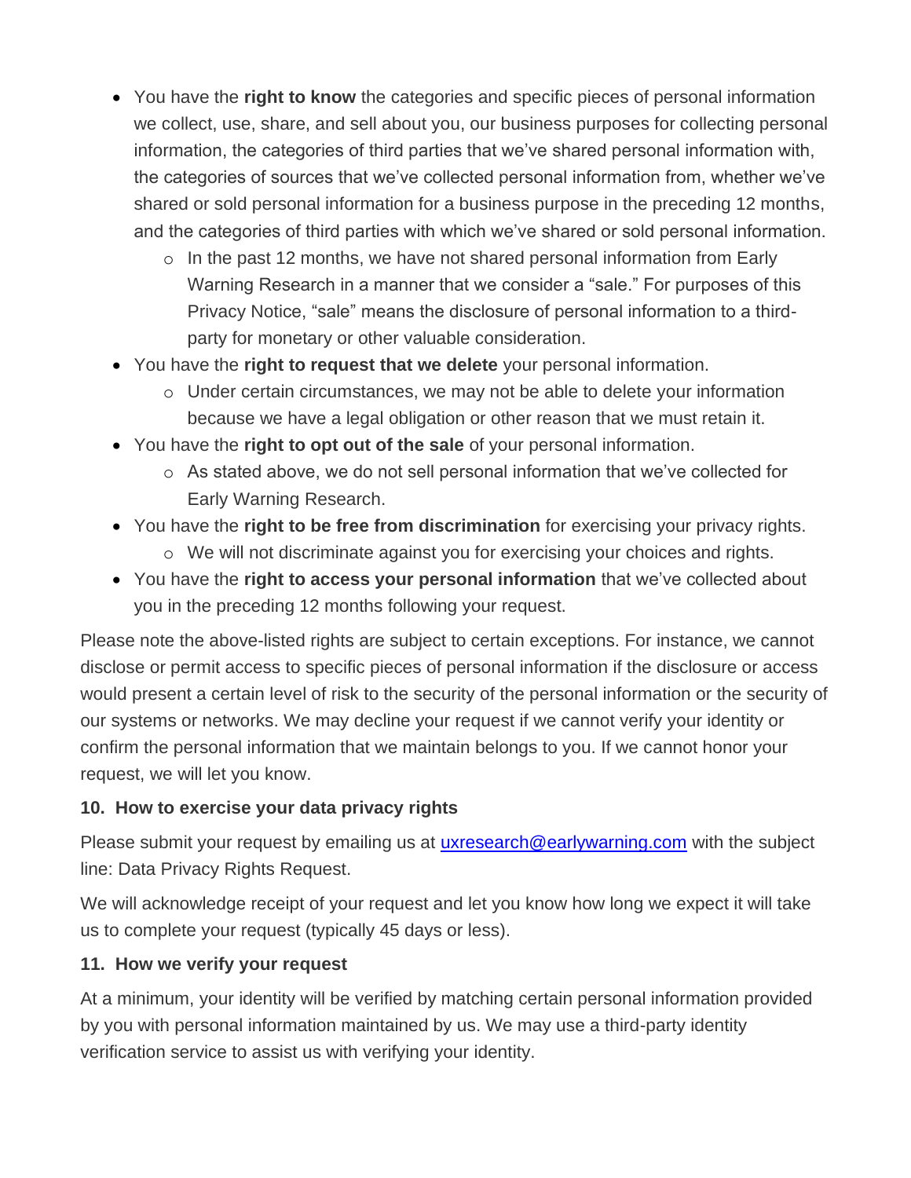- You have the **right to know** the categories and specific pieces of personal information we collect, use, share, and sell about you, our business purposes for collecting personal information, the categories of third parties that we've shared personal information with, the categories of sources that we've collected personal information from, whether we've shared or sold personal information for a business purpose in the preceding 12 months, and the categories of third parties with which we've shared or sold personal information.
  - In the past 12 months, we have not shared personal information from Early Warning Research in a manner that we consider a "sale." For purposes of this Privacy Notice, "sale" means the disclosure of personal information to a third-party for monetary or other valuable consideration.
- You have the **right to request that we delete** your personal information.
  - Under certain circumstances, we may not be able to delete your information because we have a legal obligation or other reason that we must retain it.
- You have the **right to opt out of the sale** of your personal information.
  - As stated above, we do not sell personal information that we've collected for Early Warning Research.
- You have the **right to be free from discrimination** for exercising your privacy rights.
  - We will not discriminate against you for exercising your choices and rights.
- You have the **right to access your personal information** that we've collected about you in the preceding 12 months following your request.

Please note the above-listed rights are subject to certain exceptions. For instance, we cannot disclose or permit access to specific pieces of personal information if the disclosure or access would present a certain level of risk to the security of the personal information or the security of our systems or networks. We may decline your request if we cannot verify your identity or confirm the personal information that we maintain belongs to you. If we cannot honor your request, we will let you know.

**10. How to exercise your data privacy rights**

Please submit your request by emailing us at uxresearch@earlywarning.com with the subject line: Data Privacy Rights Request.

We will acknowledge receipt of your request and let you know how long we expect it will take us to complete your request (typically 45 days or less).

**11. How we verify your request**

At a minimum, your identity will be verified by matching certain personal information provided by you with personal information maintained by us. We may use a third-party identity verification service to assist us with verifying your identity.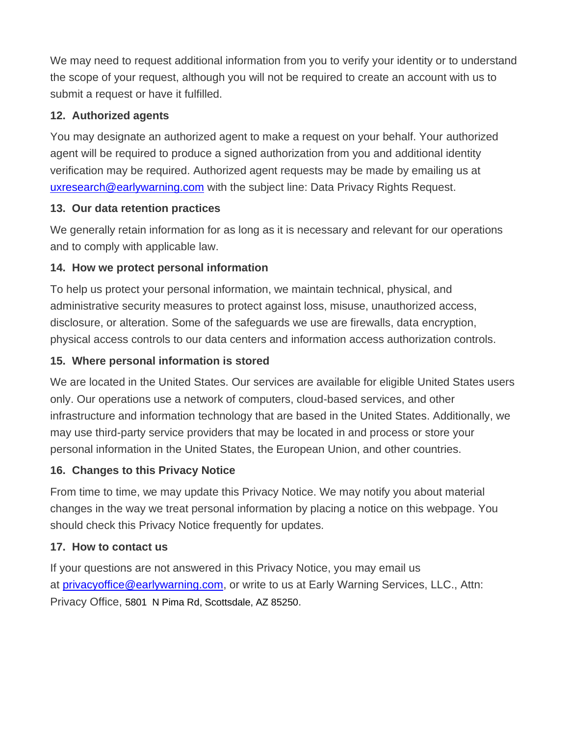We may need to request additional information from you to verify your identity or to understand the scope of your request, although you will not be required to create an account with us to submit a request or have it fulfilled.

**12. Authorized agents**

You may designate an authorized agent to make a request on your behalf. Your authorized agent will be required to produce a signed authorization from you and additional identity verification may be required. Authorized agent requests may be made by emailing us at uxresearch@earlywarning.com with the subject line: Data Privacy Rights Request.

**13. Our data retention practices**

We generally retain information for as long as it is necessary and relevant for our operations and to comply with applicable law.

**14. How we protect personal information**

To help us protect your personal information, we maintain technical, physical, and administrative security measures to protect against loss, misuse, unauthorized access, disclosure, or alteration. Some of the safeguards we use are firewalls, data encryption, physical access controls to our data centers and information access authorization controls.

**15. Where personal information is stored**

We are located in the United States. Our services are available for eligible United States users only. Our operations use a network of computers, cloud-based services, and other infrastructure and information technology that are based in the United States. Additionally, we may use third-party service providers that may be located in and process or store your personal information in the United States, the European Union, and other countries.

**16. Changes to this Privacy Notice**

From time to time, we may update this Privacy Notice. We may notify you about material changes in the way we treat personal information by placing a notice on this webpage. You should check this Privacy Notice frequently for updates.

**17. How to contact us**

If your questions are not answered in this Privacy Notice, you may email us at privacyoffice@earlywarning.com, or write to us at Early Warning Services, LLC., Attn: Privacy Office, 5801 N Pima Rd, Scottsdale, AZ 85250.